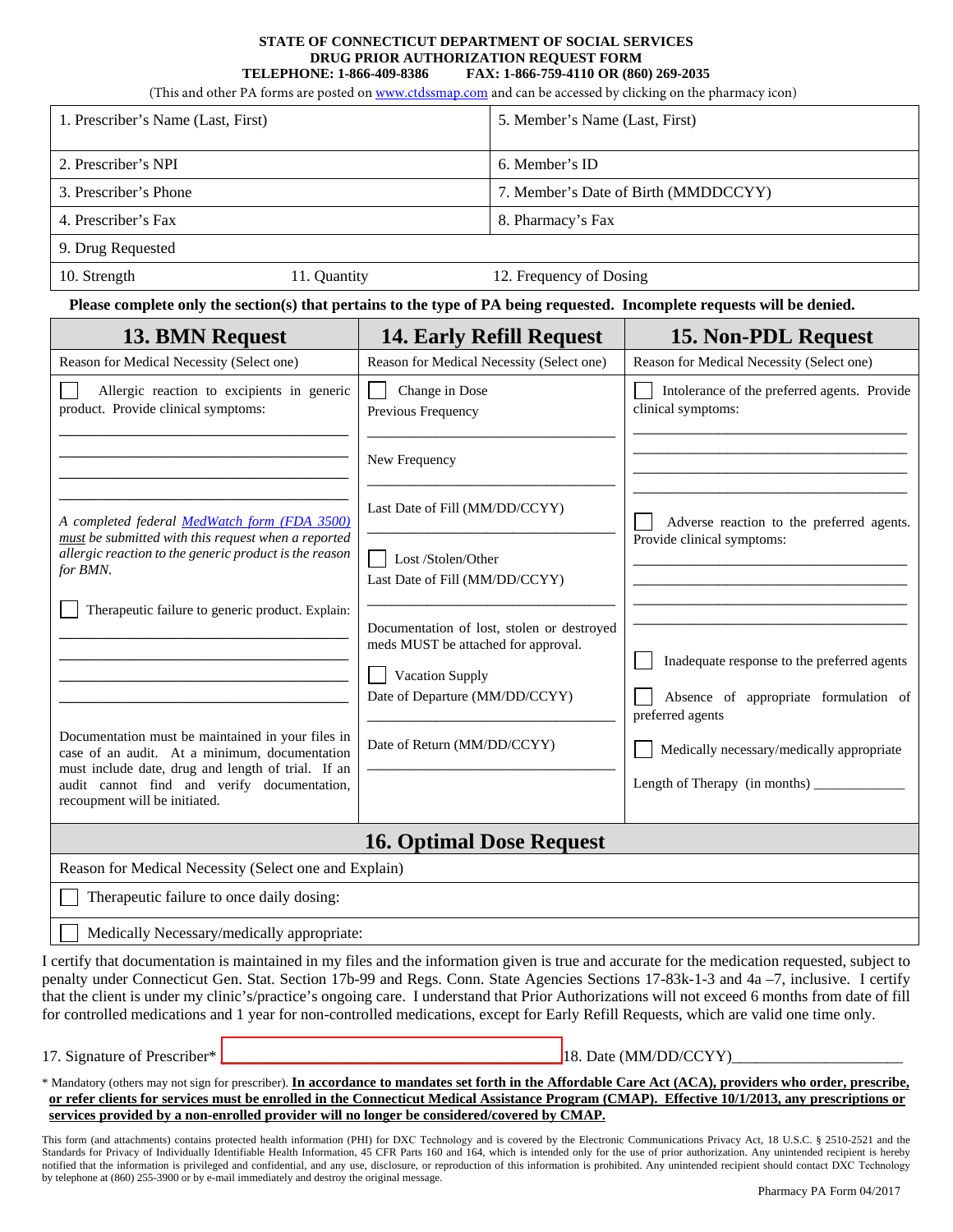**STATE OF CONNECTICUT DEPARTMENT OF SOCIAL SERVICES**
**DRUG PRIOR AUTHORIZATION REQUEST FORM**
**TELEPHONE: 1-866-409-8386 FAX: 1-866-759-4110 OR (860) 269-2035**

(This and other PA forms are posted on www.ctdssmap.com and can be accessed by clicking on the pharmacy icon)

| | |
|---|---|
| 1. Prescriber's Name (Last, First) | 5. Member's Name (Last, First) |
| 2. Prescriber's NPI | 6. Member's ID |
| 3. Prescriber's Phone | 7. Member's Date of Birth (MMDDCCYY) |
| 4. Prescriber's Fax | 8. Pharmacy's Fax |
| 9. Drug Requested | |
| 10. Strength 11. Quantity | 12. Frequency of Dosing |

**Please complete only the section(s) that pertains to the type of PA being requested. Incomplete requests will be denied.**

| 13. BMN Request | 14. Early Refill Request | 15. Non-PDL Request |
|---|---|---|
| Reason for Medical Necessity (Select one) | Reason for Medical Necessity (Select one) | Reason for Medical Necessity (Select one) |
| ☐ Allergic reaction to excipients in generic product. Provide clinical symptoms: ________________ ________________ ________________ ________________ *A completed federal MedWatch form (FDA 3500) must be submitted with this request when a reported allergic reaction to the generic product is the reason for BMN.* ☐ Therapeutic failure to generic product. Explain: ________________ ________________ ________________ ________________ Documentation must be maintained in your files in case of an audit. At a minimum, documentation must include date, drug and length of trial. If an audit cannot find and verify documentation, recoupment will be initiated. | ☐ Change in Dose Previous Frequency ________________ New Frequency ________________ Last Date of Fill (MM/DD/CCYY) ________________ ☐ Lost /Stolen/Other Last Date of Fill (MM/DD/CCYY) ________________ Documentation of lost, stolen or destroyed meds MUST be attached for approval. ☐ Vacation Supply Date of Departure (MM/DD/CCYY) ________________ Date of Return (MM/DD/CCYY) ________________ | ☐ Intolerance of the preferred agents. Provide clinical symptoms: ________________ ________________ ________________ ________________ ☐ Adverse reaction to the preferred agents. Provide clinical symptoms: ________________ ________________ ________________ ________________ ☐ Inadequate response to the preferred agents ☐ Absence of appropriate formulation of preferred agents ☐ Medically necessary/medically appropriate Length of Therapy (in months) ____________ |

| 16. Optimal Dose Request |
|---|
| Reason for Medical Necessity (Select one and Explain) |
| ☐ Therapeutic failure to once daily dosing: |
| ☐ Medically Necessary/medically appropriate: |

I certify that documentation is maintained in my files and the information given is true and accurate for the medication requested, subject to penalty under Connecticut Gen. Stat. Section 17b-99 and Regs. Conn. State Agencies Sections 17-83k-1-3 and 4a –7, inclusive. I certify that the client is under my clinic's/practice's ongoing care. I understand that Prior Authorizations will not exceed 6 months from date of fill for controlled medications and 1 year for non-controlled medications, except for Early Refill Requests, which are valid one time only.

17. Signature of Prescriber* ____________________ 18. Date (MM/DD/CCYY)____________________

\* Mandatory (others may not sign for prescriber). **In accordance to mandates set forth in the Affordable Care Act (ACA), providers who order, prescribe, or refer clients for services must be enrolled in the Connecticut Medical Assistance Program (CMAP). Effective 10/1/2013, any prescriptions or services provided by a non-enrolled provider will no longer be considered/covered by CMAP.**

This form (and attachments) contains protected health information (PHI) for DXC Technology and is covered by the Electronic Communications Privacy Act, 18 U.S.C. § 2510-2521 and the Standards for Privacy of Individually Identifiable Health Information, 45 CFR Parts 160 and 164, which is intended only for the use of prior authorization. Any unintended recipient is hereby notified that the information is privileged and confidential, and any use, disclosure, or reproduction of this information is prohibited. Any unintended recipient should contact DXC Technology by telephone at (860) 255-3900 or by e-mail immediately and destroy the original message.

Pharmacy PA Form 04/2017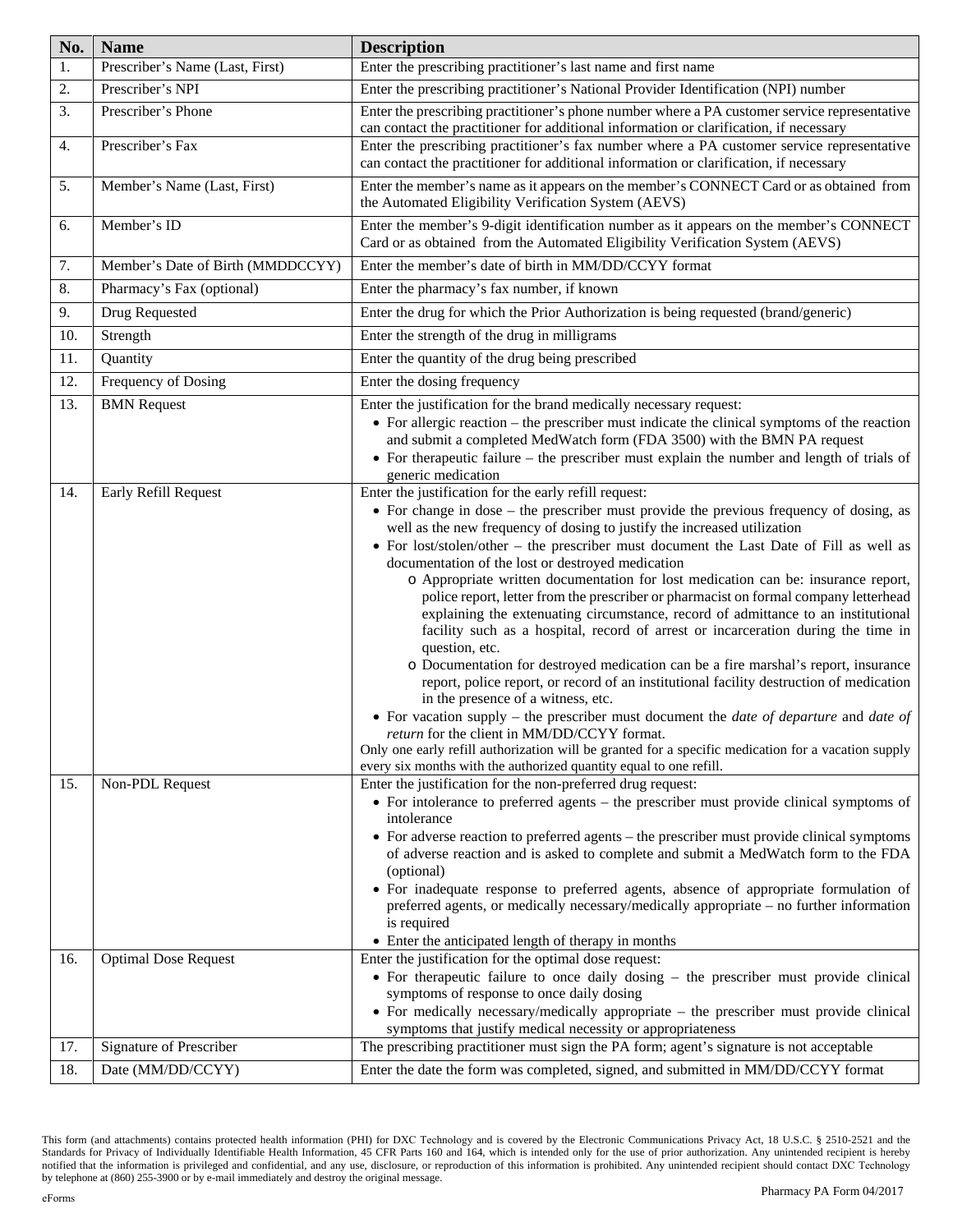| No. | Name | Description |
|---|---|---|
| 1. | Prescriber's Name (Last, First) | Enter the prescribing practitioner's last name and first name |
| 2. | Prescriber's NPI | Enter the prescribing practitioner's National Provider Identification (NPI) number |
| 3. | Prescriber's Phone | Enter the prescribing practitioner's phone number where a PA customer service representative can contact the practitioner for additional information or clarification, if necessary |
| 4. | Prescriber's Fax | Enter the prescribing practitioner's fax number where a PA customer service representative can contact the practitioner for additional information or clarification, if necessary |
| 5. | Member's Name (Last, First) | Enter the member's name as it appears on the member's CONNECT Card or as obtained from the Automated Eligibility Verification System (AEVS) |
| 6. | Member's ID | Enter the member's 9-digit identification number as it appears on the member's CONNECT Card or as obtained from the Automated Eligibility Verification System (AEVS) |
| 7. | Member's Date of Birth (MMDDCCYY) | Enter the member's date of birth in MM/DD/CCYY format |
| 8. | Pharmacy's Fax (optional) | Enter the pharmacy's fax number, if known |
| 9. | Drug Requested | Enter the drug for which the Prior Authorization is being requested (brand/generic) |
| 10. | Strength | Enter the strength of the drug in milligrams |
| 11. | Quantity | Enter the quantity of the drug being prescribed |
| 12. | Frequency of Dosing | Enter the dosing frequency |
| 13. | BMN Request | Enter the justification for the brand medically necessary request:<br>• For allergic reaction – the prescriber must indicate the clinical symptoms of the reaction and submit a completed MedWatch form (FDA 3500) with the BMN PA request<br>• For therapeutic failure – the prescriber must explain the number and length of trials of generic medication |
| 14. | Early Refill Request | Enter the justification for the early refill request:<br>• For change in dose – the prescriber must provide the previous frequency of dosing, as well as the new frequency of dosing to justify the increased utilization<br>• For lost/stolen/other – the prescriber must document the Last Date of Fill as well as documentation of the lost or destroyed medication<br>o Appropriate written documentation for lost medication can be: insurance report, police report, letter from the prescriber or pharmacist on formal company letterhead explaining the extenuating circumstance, record of admittance to an institutional facility such as a hospital, record of arrest or incarceration during the time in question, etc.<br>o Documentation for destroyed medication can be a fire marshal's report, insurance report, police report, or record of an institutional facility destruction of medication in the presence of a witness, etc.<br>• For vacation supply – the prescriber must document the *date of departure* and *date of return* for the client in MM/DD/CCYY format.<br>Only one early refill authorization will be granted for a specific medication for a vacation supply every six months with the authorized quantity equal to one refill. |
| 15. | Non-PDL Request | Enter the justification for the non-preferred drug request:<br>• For intolerance to preferred agents – the prescriber must provide clinical symptoms of intolerance<br>• For adverse reaction to preferred agents – the prescriber must provide clinical symptoms of adverse reaction and is asked to complete and submit a MedWatch form to the FDA (optional)<br>• For inadequate response to preferred agents, absence of appropriate formulation of preferred agents, or medically necessary/medically appropriate – no further information is required<br>• Enter the anticipated length of therapy in months |
| 16. | Optimal Dose Request | Enter the justification for the optimal dose request:<br>• For therapeutic failure to once daily dosing – the prescriber must provide clinical symptoms of response to once daily dosing<br>• For medically necessary/medically appropriate – the prescriber must provide clinical symptoms that justify medical necessity or appropriateness |
| 17. | Signature of Prescriber | The prescribing practitioner must sign the PA form; agent's signature is not acceptable |
| 18. | Date (MM/DD/CCYY) | Enter the date the form was completed, signed, and submitted in MM/DD/CCYY format |

This form (and attachments) contains protected health information (PHI) for DXC Technology and is covered by the Electronic Communications Privacy Act, 18 U.S.C. § 2510-2521 and the Standards for Privacy of Individually Identifiable Health Information, 45 CFR Parts 160 and 164, which is intended only for the use of prior authorization. Any unintended recipient is hereby notified that the information is privileged and confidential, and any use, disclosure, or reproduction of this information is prohibited. Any unintended recipient should contact DXC Technology by telephone at (860) 255-3900 or by e-mail immediately and destroy the original message.

eForms

Pharmacy PA Form 04/2017